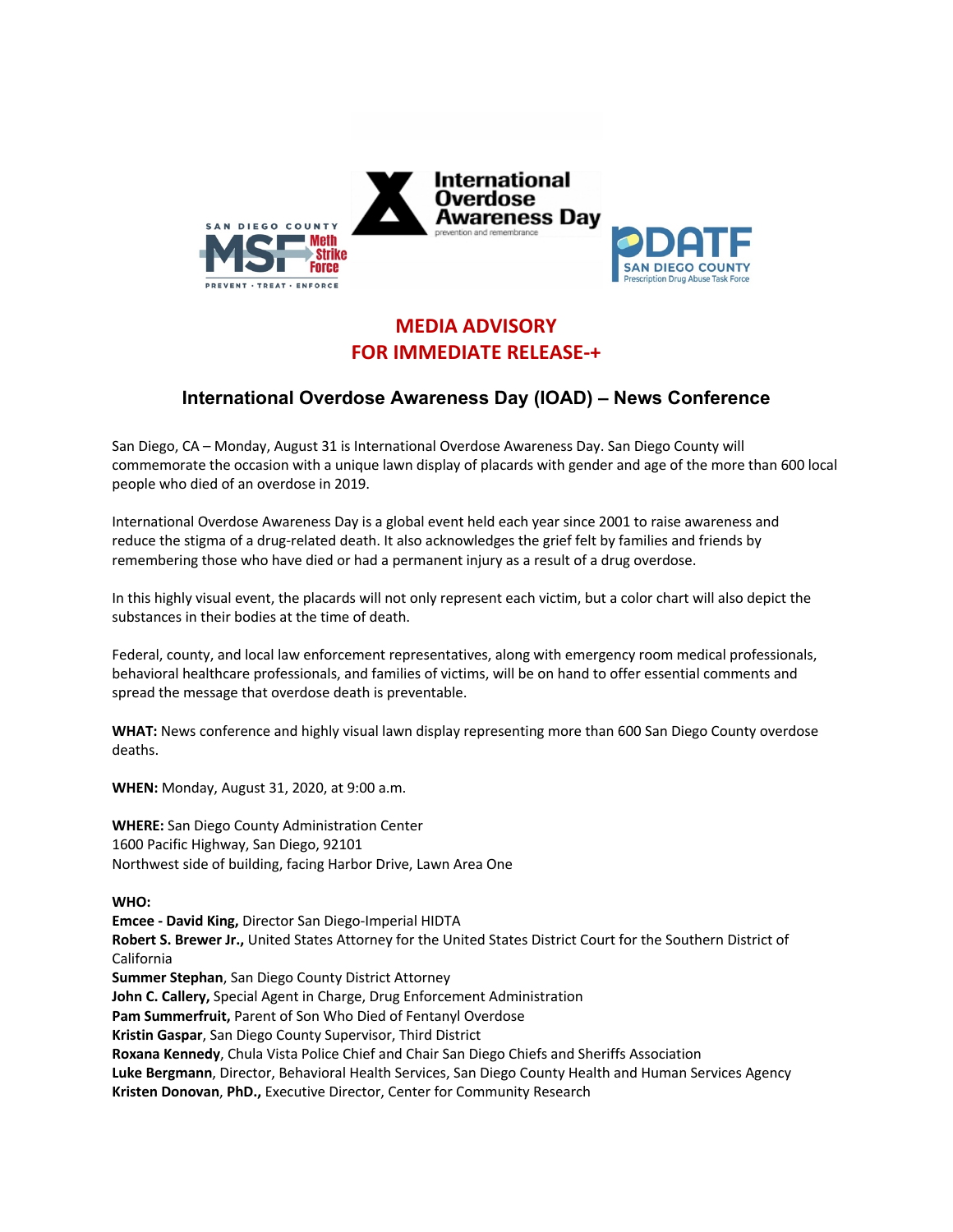SAN DIEGO COUNTY MSF Meth Strike Force PREVENT · TREAT · ENFORCE

International Overdose Awareness Day prevention and remembrance

PDATF SAN DIEGO COUNTY Prescription Drug Abuse Task Force

**MEDIA ADVISORY**
**FOR IMMEDIATE RELEASE-+**

## International Overdose Awareness Day (IOAD) – News Conference

San Diego, CA – Monday, August 31 is International Overdose Awareness Day. San Diego County will commemorate the occasion with a unique lawn display of placards with gender and age of the more than 600 local people who died of an overdose in 2019.

International Overdose Awareness Day is a global event held each year since 2001 to raise awareness and reduce the stigma of a drug-related death. It also acknowledges the grief felt by families and friends by remembering those who have died or had a permanent injury as a result of a drug overdose.

In this highly visual event, the placards will not only represent each victim, but a color chart will also depict the substances in their bodies at the time of death.

Federal, county, and local law enforcement representatives, along with emergency room medical professionals, behavioral healthcare professionals, and families of victims, will be on hand to offer essential comments and spread the message that overdose death is preventable.

**WHAT:** News conference and highly visual lawn display representing more than 600 San Diego County overdose deaths.

**WHEN:** Monday, August 31, 2020, at 9:00 a.m.

**WHERE:** San Diego County Administration Center
1600 Pacific Highway, San Diego, 92101
Northwest side of building, facing Harbor Drive, Lawn Area One

**WHO:**
**Emcee - David King,** Director San Diego-Imperial HIDTA
**Robert S. Brewer Jr.,** United States Attorney for the United States District Court for the Southern District of California
**Summer Stephan**, San Diego County District Attorney
**John C. Callery,** Special Agent in Charge, Drug Enforcement Administration
**Pam Summerfruit,** Parent of Son Who Died of Fentanyl Overdose
**Kristin Gaspar**, San Diego County Supervisor, Third District
**Roxana Kennedy**, Chula Vista Police Chief and Chair San Diego Chiefs and Sheriffs Association
**Luke Bergmann**, Director, Behavioral Health Services, San Diego County Health and Human Services Agency
**Kristen Donovan**, **PhD.,** Executive Director, Center for Community Research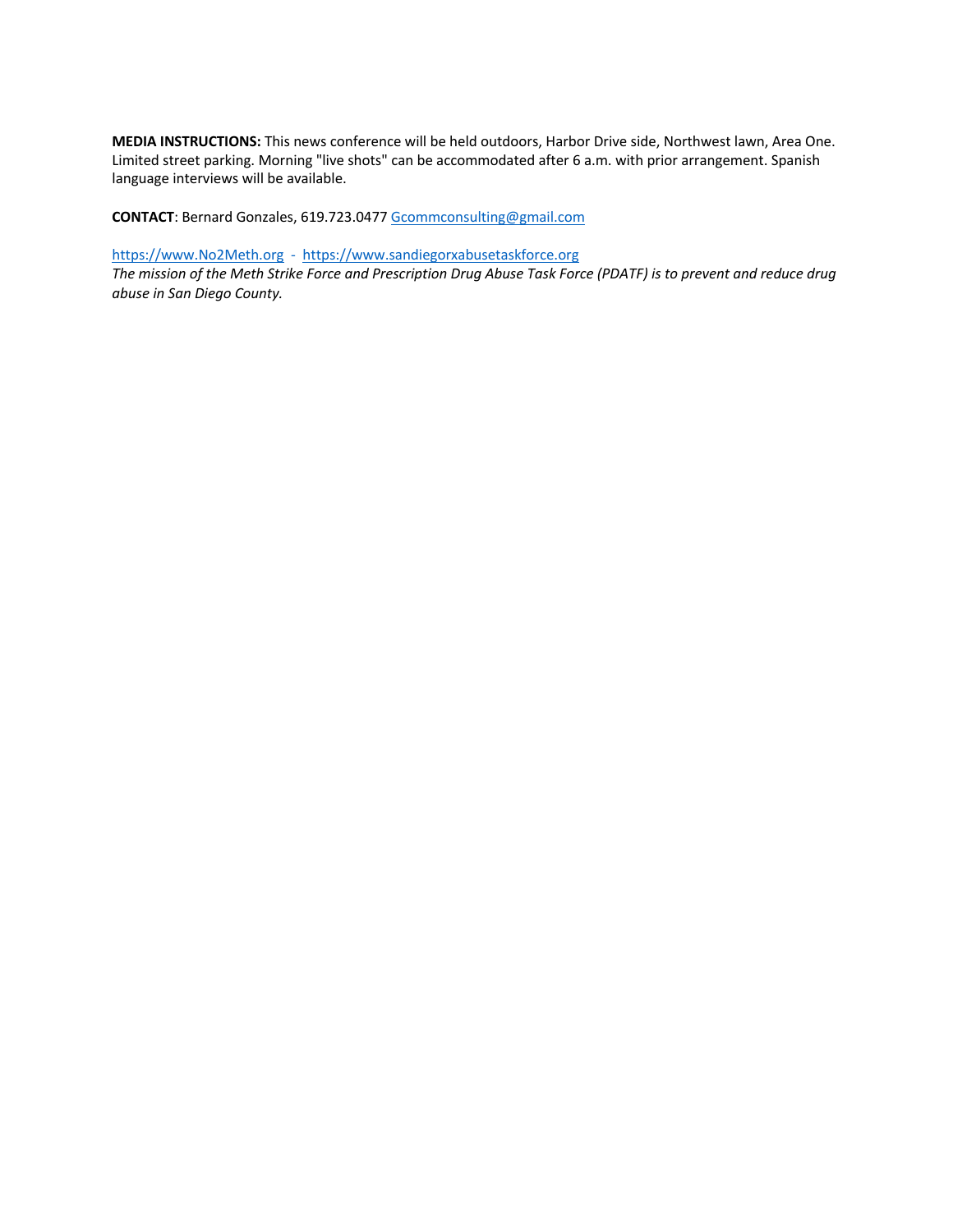**MEDIA INSTRUCTIONS:** This news conference will be held outdoors, Harbor Drive side, Northwest lawn, Area One. Limited street parking. Morning "live shots" can be accommodated after 6 a.m. with prior arrangement. Spanish language interviews will be available.

**CONTACT**: Bernard Gonzales, 619.723.0477 Gcommconsulting@gmail.com

https://www.No2Meth.org - https://www.sandiegorxabusetaskforce.org

*The mission of the Meth Strike Force and Prescription Drug Abuse Task Force (PDATF) is to prevent and reduce drug abuse in San Diego County.*